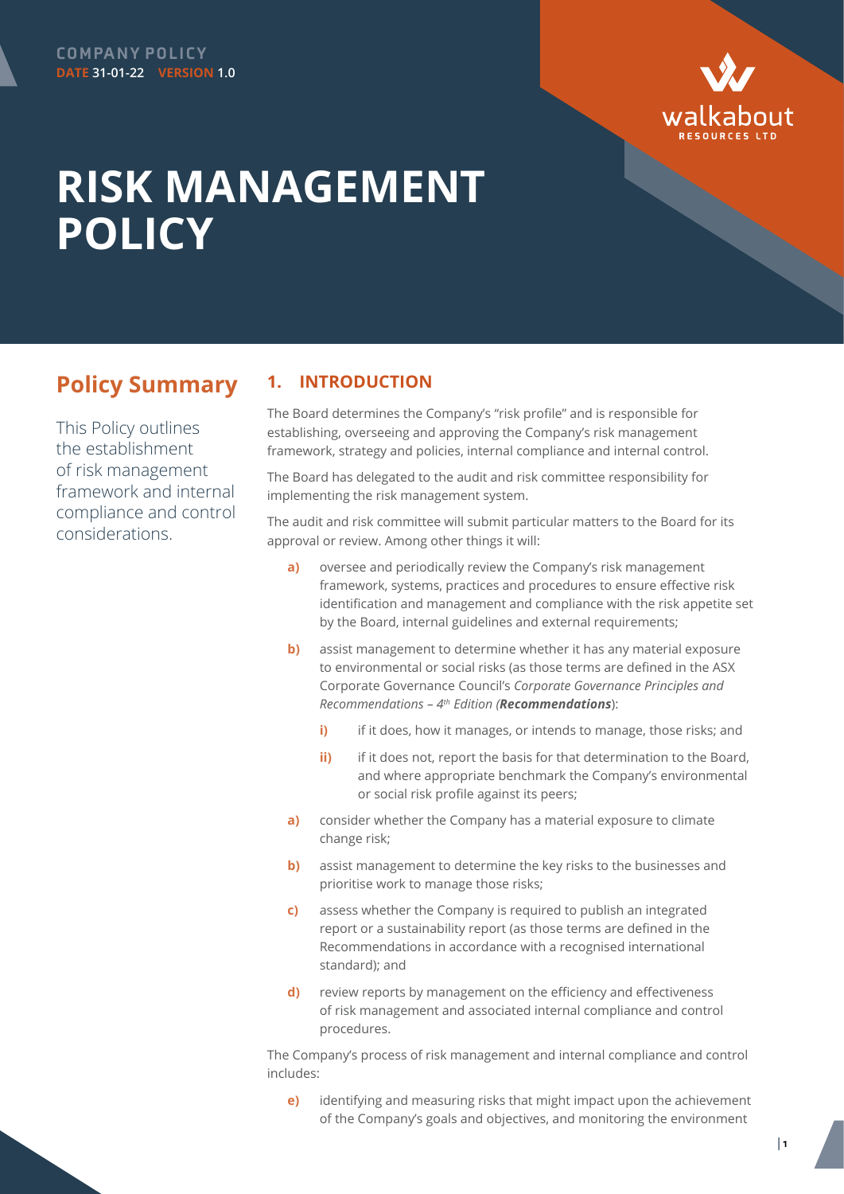COMPANY POLICY
**DATE** 31-01-22 **VERSION** 1.0

# RISK MANAGEMENT POLICY

## Policy Summary

This Policy outlines the establishment of risk management framework and internal compliance and control considerations.

## 1. INTRODUCTION

The Board determines the Company's "risk profile" and is responsible for establishing, overseeing and approving the Company's risk management framework, strategy and policies, internal compliance and internal control.

The Board has delegated to the audit and risk committee responsibility for implementing the risk management system.

The audit and risk committee will submit particular matters to the Board for its approval or review. Among other things it will:

- **a)** oversee and periodically review the Company's risk management framework, systems, practices and procedures to ensure effective risk identification and management and compliance with the risk appetite set by the Board, internal guidelines and external requirements;
- **b)** assist management to determine whether it has any material exposure to environmental or social risks (as those terms are defined in the ASX Corporate Governance Council's *Corporate Governance Principles and Recommendations – 4th Edition* (***Recommendations***):
  - **i)** if it does, how it manages, or intends to manage, those risks; and
  - **ii)** if it does not, report the basis for that determination to the Board, and where appropriate benchmark the Company's environmental or social risk profile against its peers;
- **a)** consider whether the Company has a material exposure to climate change risk;
- **b)** assist management to determine the key risks to the businesses and prioritise work to manage those risks;
- **c)** assess whether the Company is required to publish an integrated report or a sustainability report (as those terms are defined in the Recommendations in accordance with a recognised international standard); and
- **d)** review reports by management on the efficiency and effectiveness of risk management and associated internal compliance and control procedures.

The Company's process of risk management and internal compliance and control includes:

- **e)** identifying and measuring risks that might impact upon the achievement of the Company's goals and objectives, and monitoring the environment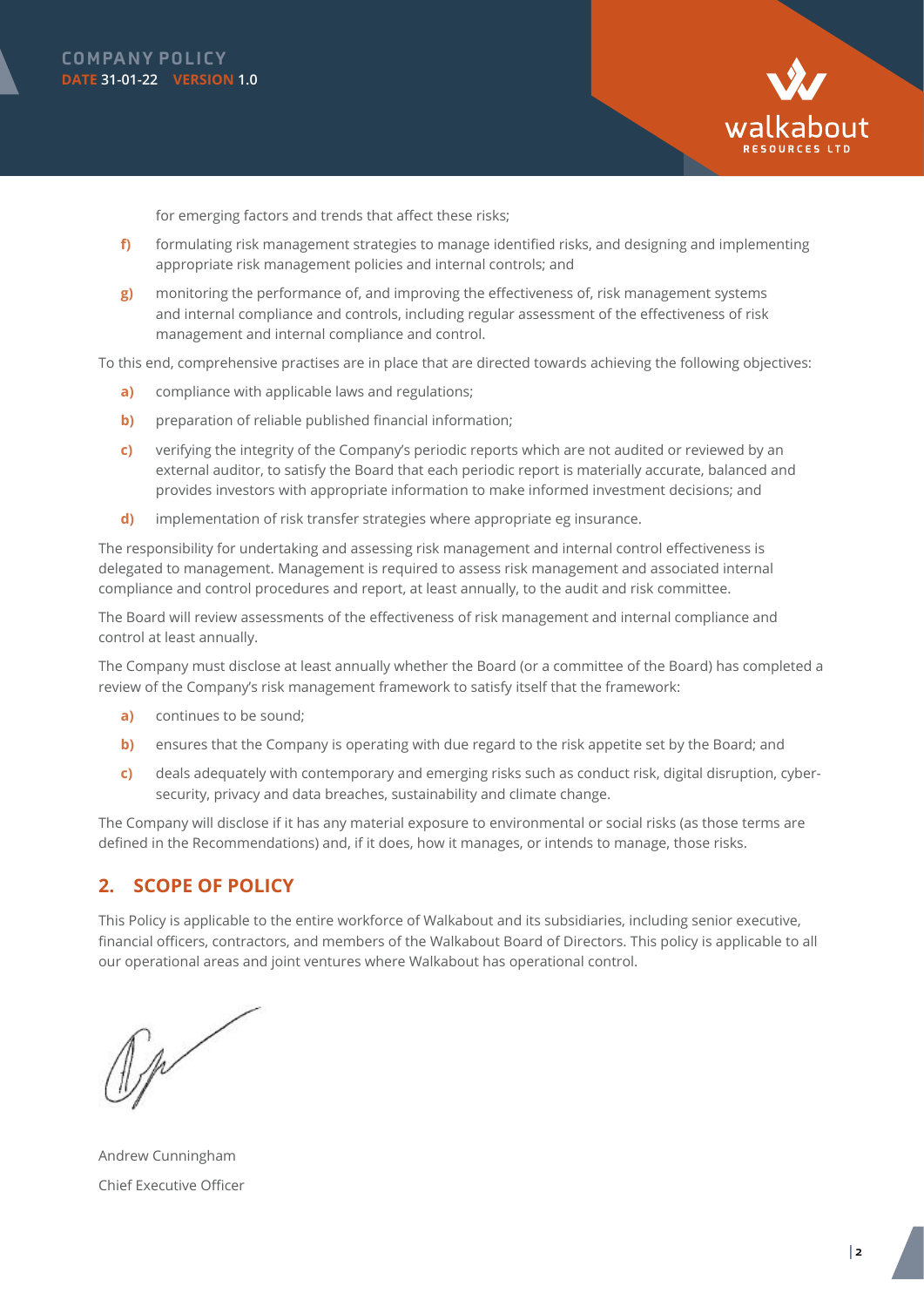for emerging factors and trends that affect these risks;

f) formulating risk management strategies to manage identified risks, and designing and implementing appropriate risk management policies and internal controls; and

g) monitoring the performance of, and improving the effectiveness of, risk management systems and internal compliance and controls, including regular assessment of the effectiveness of risk management and internal compliance and control.

To this end, comprehensive practises are in place that are directed towards achieving the following objectives:

a) compliance with applicable laws and regulations;

b) preparation of reliable published financial information;

c) verifying the integrity of the Company's periodic reports which are not audited or reviewed by an external auditor, to satisfy the Board that each periodic report is materially accurate, balanced and provides investors with appropriate information to make informed investment decisions; and

d) implementation of risk transfer strategies where appropriate eg insurance.

The responsibility for undertaking and assessing risk management and internal control effectiveness is delegated to management. Management is required to assess risk management and associated internal compliance and control procedures and report, at least annually, to the audit and risk committee.

The Board will review assessments of the effectiveness of risk management and internal compliance and control at least annually.

The Company must disclose at least annually whether the Board (or a committee of the Board) has completed a review of the Company's risk management framework to satisfy itself that the framework:

a) continues to be sound;

b) ensures that the Company is operating with due regard to the risk appetite set by the Board; and

c) deals adequately with contemporary and emerging risks such as conduct risk, digital disruption, cyber-security, privacy and data breaches, sustainability and climate change.

The Company will disclose if it has any material exposure to environmental or social risks (as those terms are defined in the Recommendations) and, if it does, how it manages, or intends to manage, those risks.

## 2. SCOPE OF POLICY

This Policy is applicable to the entire workforce of Walkabout and its subsidiaries, including senior executive, financial officers, contractors, and members of the Walkabout Board of Directors. This policy is applicable to all our operational areas and joint ventures where Walkabout has operational control.

Andrew Cunningham

Chief Executive Officer